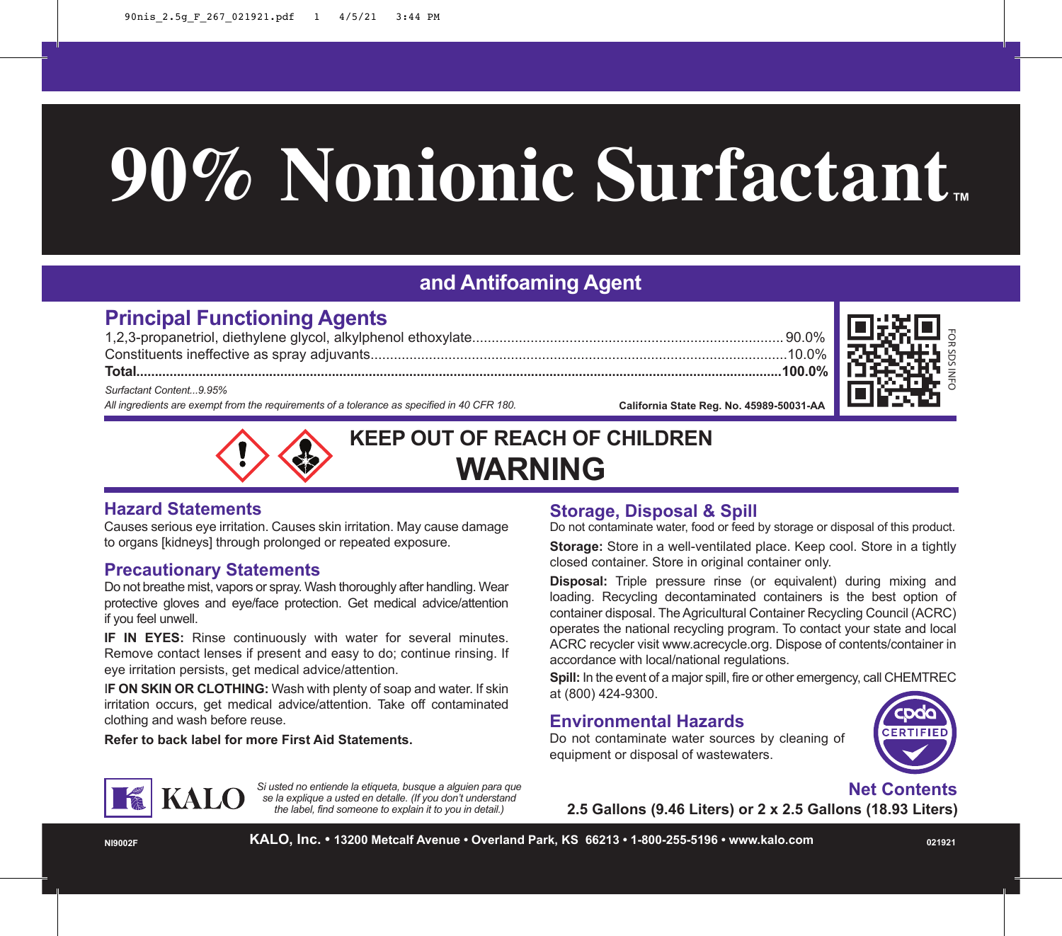# 90% Nonionic Surfactant™

## and Antifoaming Agent

## Principal Functioning Agents

| | |
|---|---|
| 1,2,3-propanetriol, diethylene glycol, alkylphenol ethoxylate | 90.0% |
| Constituents ineffective as spray adjuvants | 10.0% |
| **Total** | **100.0%** |

*Surfactant Content...9.95%*

*All ingredients are exempt from the requirements of a tolerance as specified in 40 CFR 180.*

**California State Reg. No. 45989-50031-AA**

FOR SDS INFO

**KEEP OUT OF REACH OF CHILDREN**

# WARNING

## Hazard Statements

Causes serious eye irritation. Causes skin irritation. May cause damage to organs [kidneys] through prolonged or repeated exposure.

## Precautionary Statements

Do not breathe mist, vapors or spray. Wash thoroughly after handling. Wear protective gloves and eye/face protection. Get medical advice/attention if you feel unwell.

**IF IN EYES:** Rinse continuously with water for several minutes. Remove contact lenses if present and easy to do; continue rinsing. If eye irritation persists, get medical advice/attention.

**IF ON SKIN OR CLOTHING:** Wash with plenty of soap and water. If skin irritation occurs, get medical advice/attention. Take off contaminated clothing and wash before reuse.

**Refer to back label for more First Aid Statements.**

## Storage, Disposal & Spill

Do not contaminate water, food or feed by storage or disposal of this product.

**Storage:** Store in a well-ventilated place. Keep cool. Store in a tightly closed container. Store in original container only.

**Disposal:** Triple pressure rinse (or equivalent) during mixing and loading. Recycling decontaminated containers is the best option of container disposal. The Agricultural Container Recycling Council (ACRC) operates the national recycling program. To contact your state and local ACRC recycler visit www.acrecycle.org. Dispose of contents/container in accordance with local/national regulations.

**Spill:** In the event of a major spill, fire or other emergency, call CHEMTREC at (800) 424-9300.

## Environmental Hazards

Do not contaminate water sources by cleaning of equipment or disposal of wastewaters.

cpda CERTIFIED

KALO

*Si usted no entiende la etiqueta, busque a alguien para que se la explique a usted en detalle. (If you don't understand the label, find someone to explain it to you in detail.)*

## Net Contents

**2.5 Gallons (9.46 Liters) or 2 x 2.5 Gallons (18.93 Liters)**

NI9002F

**KALO, Inc. • 13200 Metcalf Avenue • Overland Park, KS 66213 • 1-800-255-5196 • www.kalo.com**

021921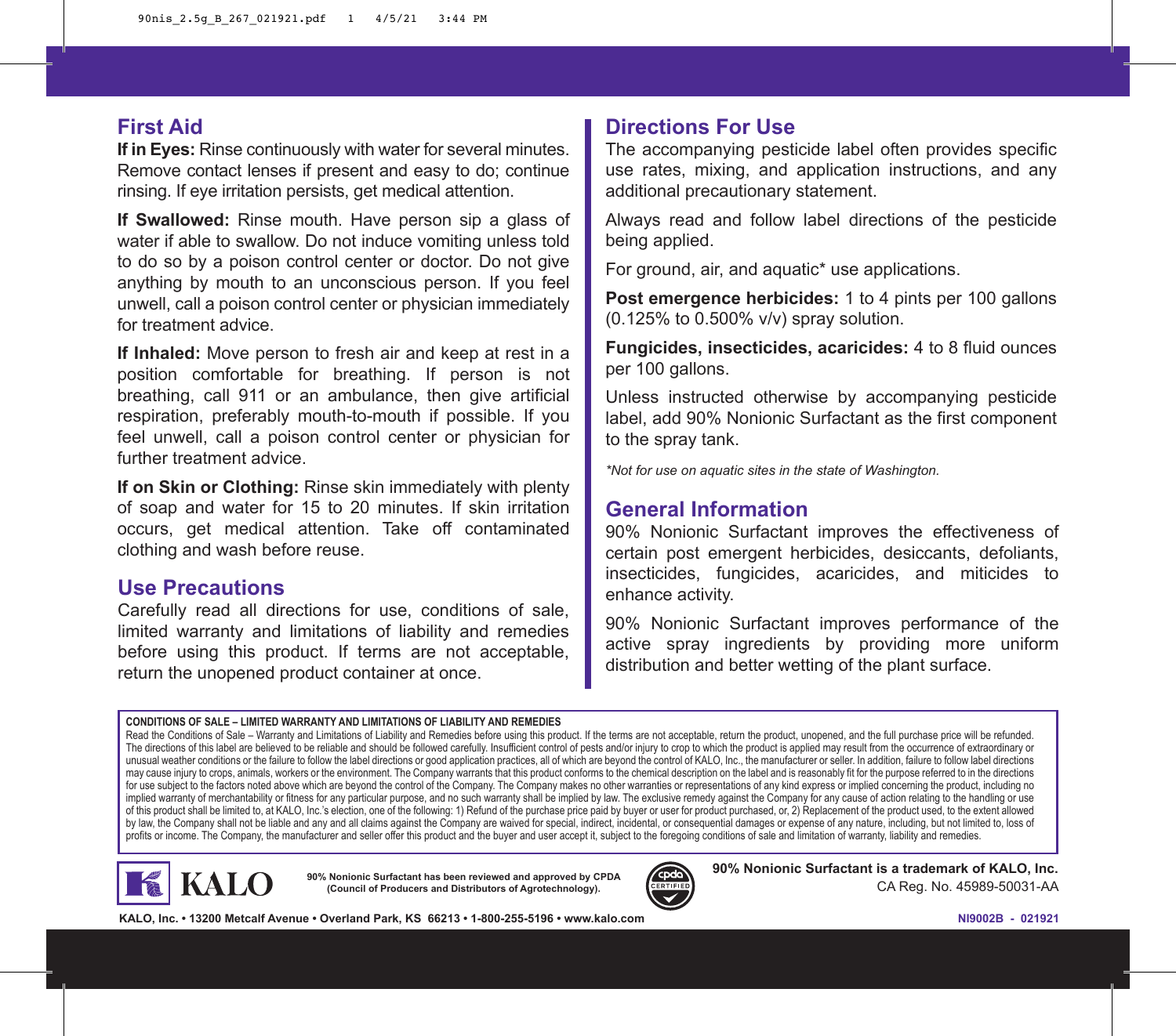## First Aid

**If in Eyes:** Rinse continuously with water for several minutes. Remove contact lenses if present and easy to do; continue rinsing. If eye irritation persists, get medical attention.

**If Swallowed:** Rinse mouth. Have person sip a glass of water if able to swallow. Do not induce vomiting unless told to do so by a poison control center or doctor. Do not give anything by mouth to an unconscious person. If you feel unwell, call a poison control center or physician immediately for treatment advice.

**If Inhaled:** Move person to fresh air and keep at rest in a position comfortable for breathing. If person is not breathing, call 911 or an ambulance, then give artificial respiration, preferably mouth-to-mouth if possible. If you feel unwell, call a poison control center or physician for further treatment advice.

**If on Skin or Clothing:** Rinse skin immediately with plenty of soap and water for 15 to 20 minutes. If skin irritation occurs, get medical attention. Take off contaminated clothing and wash before reuse.

## Use Precautions

Carefully read all directions for use, conditions of sale, limited warranty and limitations of liability and remedies before using this product. If terms are not acceptable, return the unopened product container at once.

## Directions For Use

The accompanying pesticide label often provides specific use rates, mixing, and application instructions, and any additional precautionary statement.

Always read and follow label directions of the pesticide being applied.

For ground, air, and aquatic* use applications.

**Post emergence herbicides:** 1 to 4 pints per 100 gallons (0.125% to 0.500% v/v) spray solution.

**Fungicides, insecticides, acaricides:** 4 to 8 fluid ounces per 100 gallons.

Unless instructed otherwise by accompanying pesticide label, add 90% Nonionic Surfactant as the first component to the spray tank.

*\*Not for use on aquatic sites in the state of Washington.*

## General Information

90% Nonionic Surfactant improves the effectiveness of certain post emergent herbicides, desiccants, defoliants, insecticides, fungicides, acaricides, and miticides to enhance activity.

90% Nonionic Surfactant improves performance of the active spray ingredients by providing more uniform distribution and better wetting of the plant surface.

**CONDITIONS OF SALE – LIMITED WARRANTY AND LIMITATIONS OF LIABILITY AND REMEDIES**

Read the Conditions of Sale – Warranty and Limitations of Liability and Remedies before using this product. If the terms are not acceptable, return the product, unopened, and the full purchase price will be refunded. The directions of this label are believed to be reliable and should be followed carefully. Insufficient control of pests and/or injury to crop to which the product is applied may result from the occurrence of extraordinary or unusual weather conditions or the failure to follow the label directions or good application practices, all of which are beyond the control of KALO, Inc., the manufacturer or seller. In addition, failure to follow label directions may cause injury to crops, animals, workers or the environment. The Company warrants that this product conforms to the chemical description on the label and is reasonably fit for the purpose referred to in the directions for use subject to the factors noted above which are beyond the control of the Company. The Company makes no other warranties or representations of any kind express or implied concerning the product, including no implied warranty of merchantability or fitness for any particular purpose, and no such warranty shall be implied by law. The exclusive remedy against the Company for any cause of action relating to the handling or use of this product shall be limited to, at KALO, Inc.'s election, one of the following: 1) Refund of the purchase price paid by buyer or user for product purchased, or, 2) Replacement of the product used, to the extent allowed by law, the Company shall not be liable and any and all claims against the Company are waived for special, indirect, incidental, or consequential damages or expense of any nature, including, but not limited to, loss of profits or income. The Company, the manufacturer and seller offer this product and the buyer and user accept it, subject to the foregoing conditions of sale and limitation of warranty, liability and remedies.

KALO

**90% Nonionic Surfactant has been reviewed and approved by CPDA (Council of Producers and Distributors of Agrotechnology).**

cpda CERTIFIED

**90% Nonionic Surfactant is a trademark of KALO, Inc.**

CA Reg. No. 45989-50031-AA

**KALO, Inc. • 13200 Metcalf Avenue • Overland Park, KS 66213 • 1-800-255-5196 • www.kalo.com**

**NI9002B - 021921**